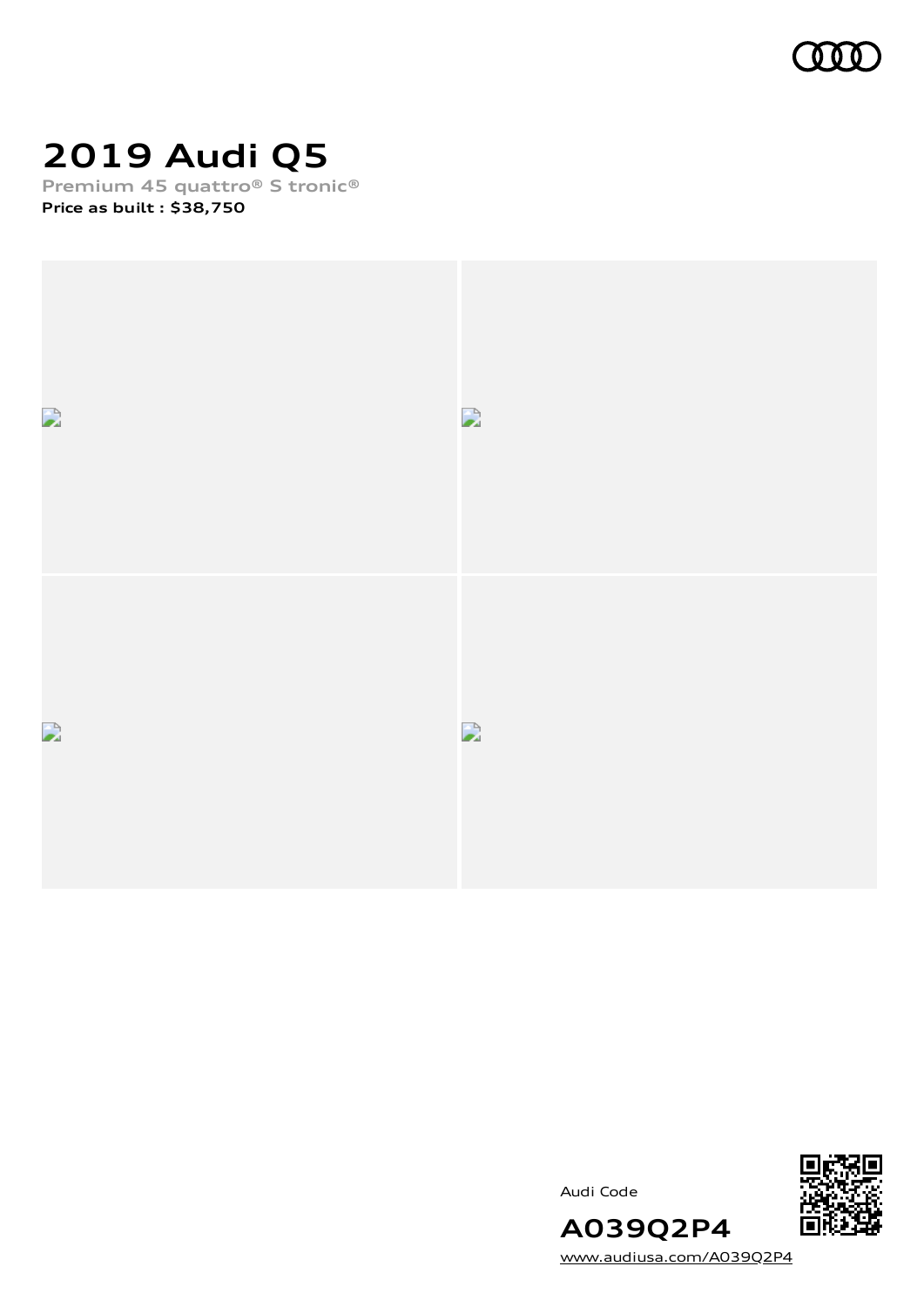# 2019 Audi Q5

**Premium 45 quattro® S tronic®**

**Price as built : $38,750**

Audi Code

**A039Q2P4**

www.audiusa.com/A039Q2P4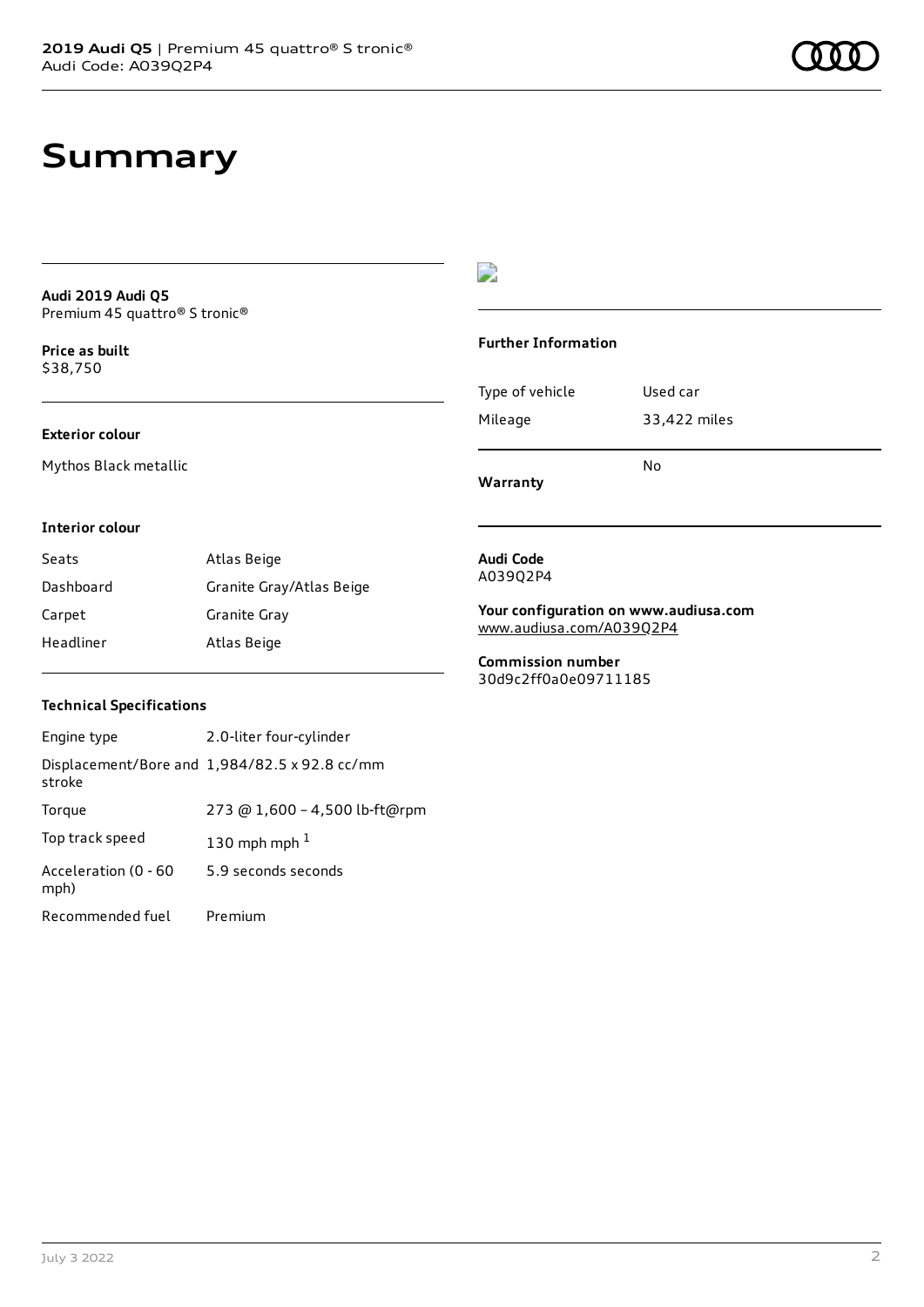# Summary

**Audi 2019 Audi Q5**
Premium 45 quattro® S tronic®

**Price as built**
$38,750

### Exterior colour

Mythos Black metallic

### Interior colour

| | |
|---|---|
| Seats | Atlas Beige |
| Dashboard | Granite Gray/Atlas Beige |
| Carpet | Granite Gray |
| Headliner | Atlas Beige |

### Technical Specifications

| | |
|---|---|
| Engine type | 2.0-liter four-cylinder |
| Displacement/Bore and stroke | 1,984/82.5 x 92.8 cc/mm |
| Torque | 273 @ 1,600 – 4,500 lb-ft@rpm |
| Top track speed | 130 mph mph [1] |
| Acceleration (0 - 60 mph) | 5.9 seconds seconds |
| Recommended fuel | Premium |

### Further Information

| | |
|---|---|
| Type of vehicle | Used car |
| Mileage | 33,422 miles |
| Warranty | No |

**Audi Code**
A039Q2P4

**Your configuration on www.audiusa.com**
www.audiusa.com/A039Q2P4

**Commission number**
30d9c2ff0a0e09711185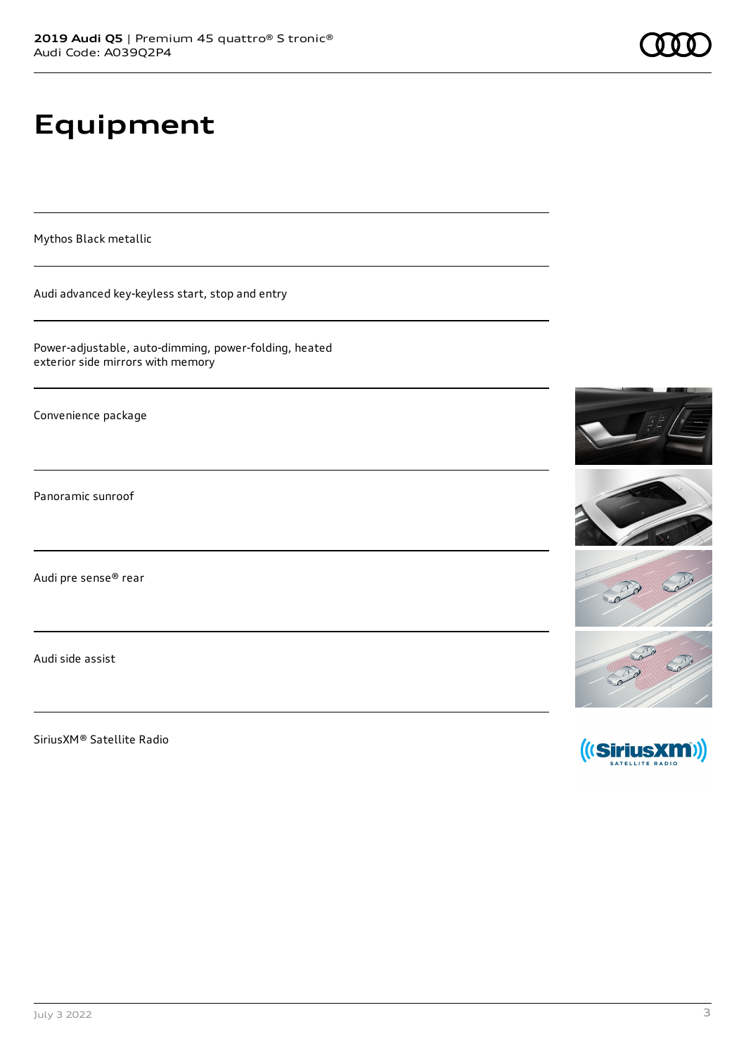# Equipment

Mythos Black metallic

Audi advanced key-keyless start, stop and entry

Power-adjustable, auto-dimming, power-folding, heated exterior side mirrors with memory

Convenience package

Panoramic sunroof

Audi pre sense® rear

Audi side assist

SiriusXM® Satellite Radio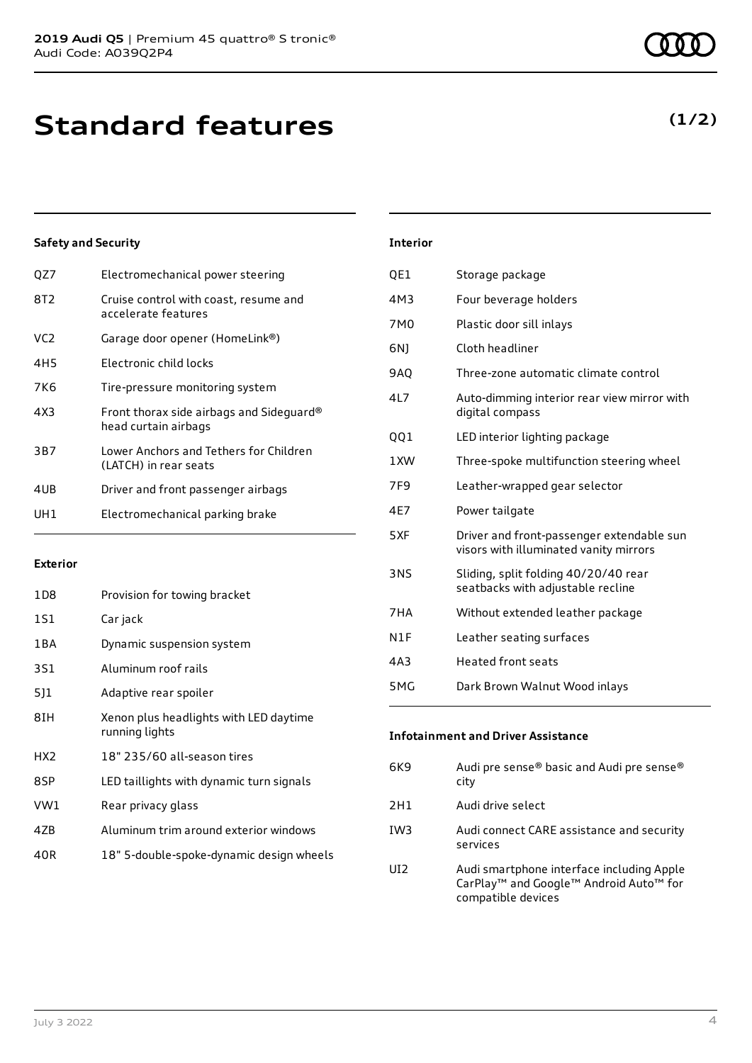# Standard features

**(1/2)**

### Safety and Security

| Code | Feature |
| --- | --- |
| QZ7 | Electromechanical power steering |
| 8T2 | Cruise control with coast, resume and accelerate features |
| VC2 | Garage door opener (HomeLink®) |
| 4H5 | Electronic child locks |
| 7K6 | Tire-pressure monitoring system |
| 4X3 | Front thorax side airbags and Sideguard® head curtain airbags |
| 3B7 | Lower Anchors and Tethers for Children (LATCH) in rear seats |
| 4UB | Driver and front passenger airbags |
| UH1 | Electromechanical parking brake |

### Exterior

| Code | Feature |
| --- | --- |
| 1D8 | Provision for towing bracket |
| 1S1 | Car jack |
| 1BA | Dynamic suspension system |
| 3S1 | Aluminum roof rails |
| 5J1 | Adaptive rear spoiler |
| 8IH | Xenon plus headlights with LED daytime running lights |
| HX2 | 18" 235/60 all-season tires |
| 8SP | LED taillights with dynamic turn signals |
| VW1 | Rear privacy glass |
| 4ZB | Aluminum trim around exterior windows |
| 40R | 18" 5-double-spoke-dynamic design wheels |

### Interior

| Code | Feature |
| --- | --- |
| QE1 | Storage package |
| 4M3 | Four beverage holders |
| 7M0 | Plastic door sill inlays |
| 6NJ | Cloth headliner |
| 9AQ | Three-zone automatic climate control |
| 4L7 | Auto-dimming interior rear view mirror with digital compass |
| QQ1 | LED interior lighting package |
| 1XW | Three-spoke multifunction steering wheel |
| 7F9 | Leather-wrapped gear selector |
| 4E7 | Power tailgate |
| 5XF | Driver and front-passenger extendable sun visors with illuminated vanity mirrors |
| 3NS | Sliding, split folding 40/20/40 rear seatbacks with adjustable recline |
| 7HA | Without extended leather package |
| N1F | Leather seating surfaces |
| 4A3 | Heated front seats |
| 5MG | Dark Brown Walnut Wood inlays |

### Infotainment and Driver Assistance

| Code | Feature |
| --- | --- |
| 6K9 | Audi pre sense® basic and Audi pre sense® city |
| 2H1 | Audi drive select |
| IW3 | Audi connect CARE assistance and security services |
| UI2 | Audi smartphone interface including Apple CarPlay™ and Google™ Android Auto™ for compatible devices |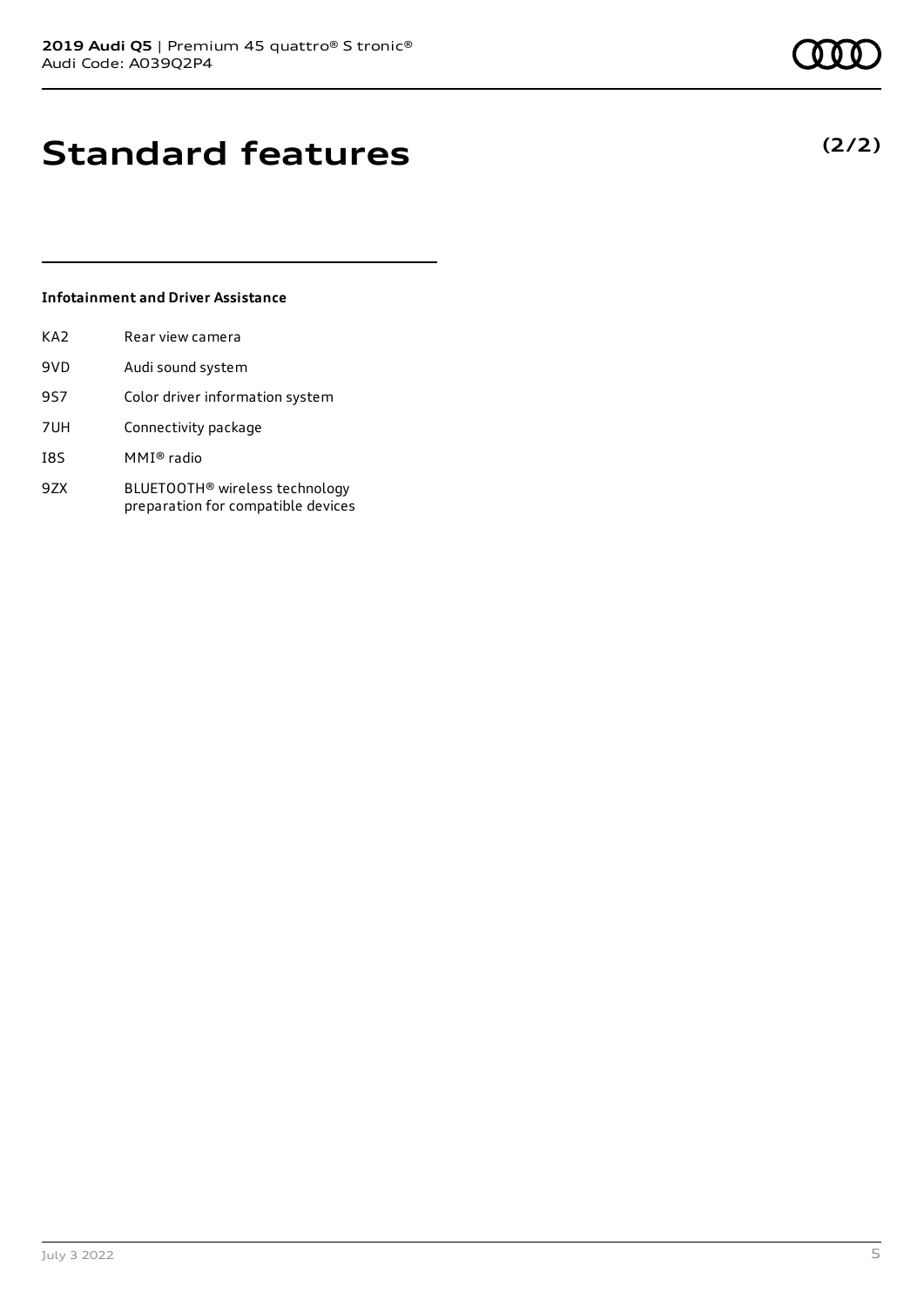# Standard features

**(2/2)**

### Infotainment and Driver Assistance

| | |
|---|---|
| KA2 | Rear view camera |
| 9VD | Audi sound system |
| 9S7 | Color driver information system |
| 7UH | Connectivity package |
| I8S | MMI® radio |
| 9ZX | BLUETOOTH® wireless technology preparation for compatible devices |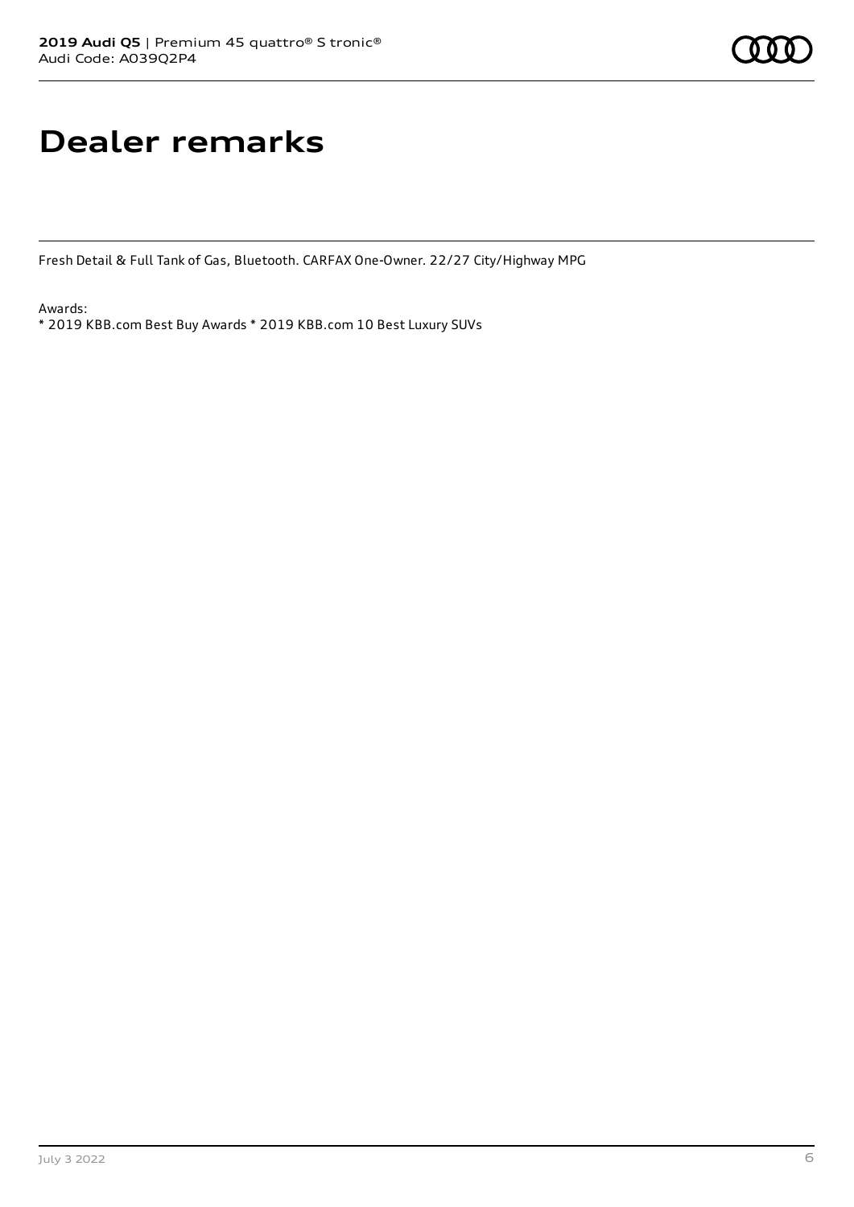# Dealer remarks

Fresh Detail & Full Tank of Gas, Bluetooth. CARFAX One-Owner. 22/27 City/Highway MPG

Awards:
* 2019 KBB.com Best Buy Awards * 2019 KBB.com 10 Best Luxury SUVs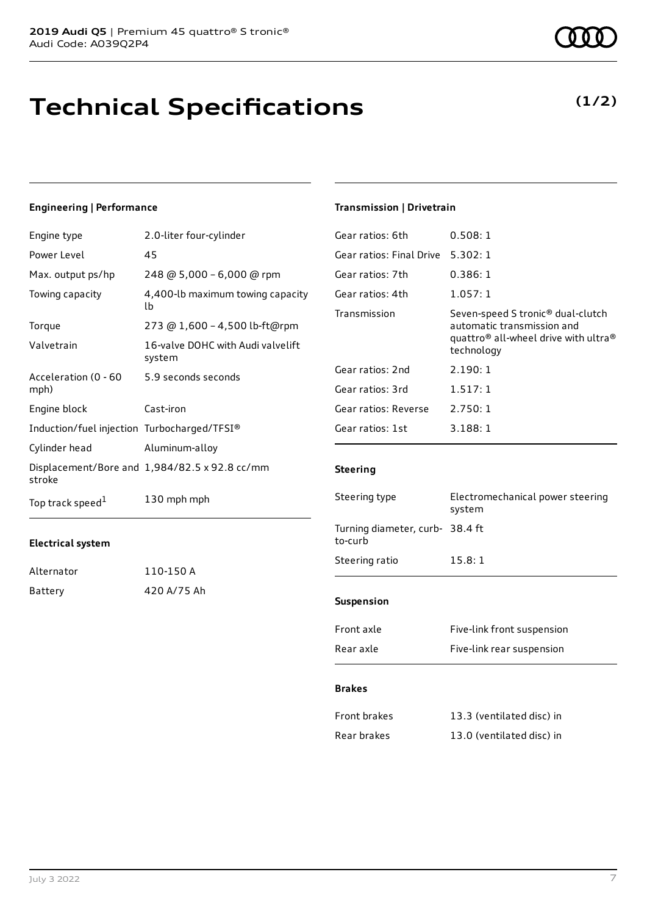# Technical Specifications

**(1/2)**

### Engineering | Performance

| | |
|---|---|
| Engine type | 2.0-liter four-cylinder |
| Power Level | 45 |
| Max. output ps/hp | 248 @ 5,000 – 6,000 @ rpm |
| Towing capacity | 4,400-lb maximum towing capacity lb |
| Torque | 273 @ 1,600 – 4,500 lb-ft@rpm |
| Valvetrain | 16-valve DOHC with Audi valvelift system |
| Acceleration (0 - 60 mph) | 5.9 seconds seconds |
| Engine block | Cast-iron |
| Induction/fuel injection | Turbocharged/TFSI® |
| Cylinder head | Aluminum-alloy |
| Displacement/Bore and stroke | 1,984/82.5 x 92.8 cc/mm |
| Top track speed[1] | 130 mph mph |

### Electrical system

| | |
|---|---|
| Alternator | 110-150 A |
| Battery | 420 A/75 Ah |

### Transmission | Drivetrain

| | |
|---|---|
| Gear ratios: 6th | 0.508: 1 |
| Gear ratios: Final Drive | 5.302: 1 |
| Gear ratios: 7th | 0.386: 1 |
| Gear ratios: 4th | 1.057: 1 |
| Transmission | Seven-speed S tronic® dual-clutch automatic transmission and quattro® all-wheel drive with ultra® technology |
| Gear ratios: 2nd | 2.190: 1 |
| Gear ratios: 3rd | 1.517: 1 |
| Gear ratios: Reverse | 2.750: 1 |
| Gear ratios: 1st | 3.188: 1 |

### Steering

| | |
|---|---|
| Steering type | Electromechanical power steering system |
| Turning diameter, curb-to-curb | 38.4 ft |
| Steering ratio | 15.8: 1 |

### Suspension

| | |
|---|---|
| Front axle | Five-link front suspension |
| Rear axle | Five-link rear suspension |

### Brakes

| | |
|---|---|
| Front brakes | 13.3 (ventilated disc) in |
| Rear brakes | 13.0 (ventilated disc) in |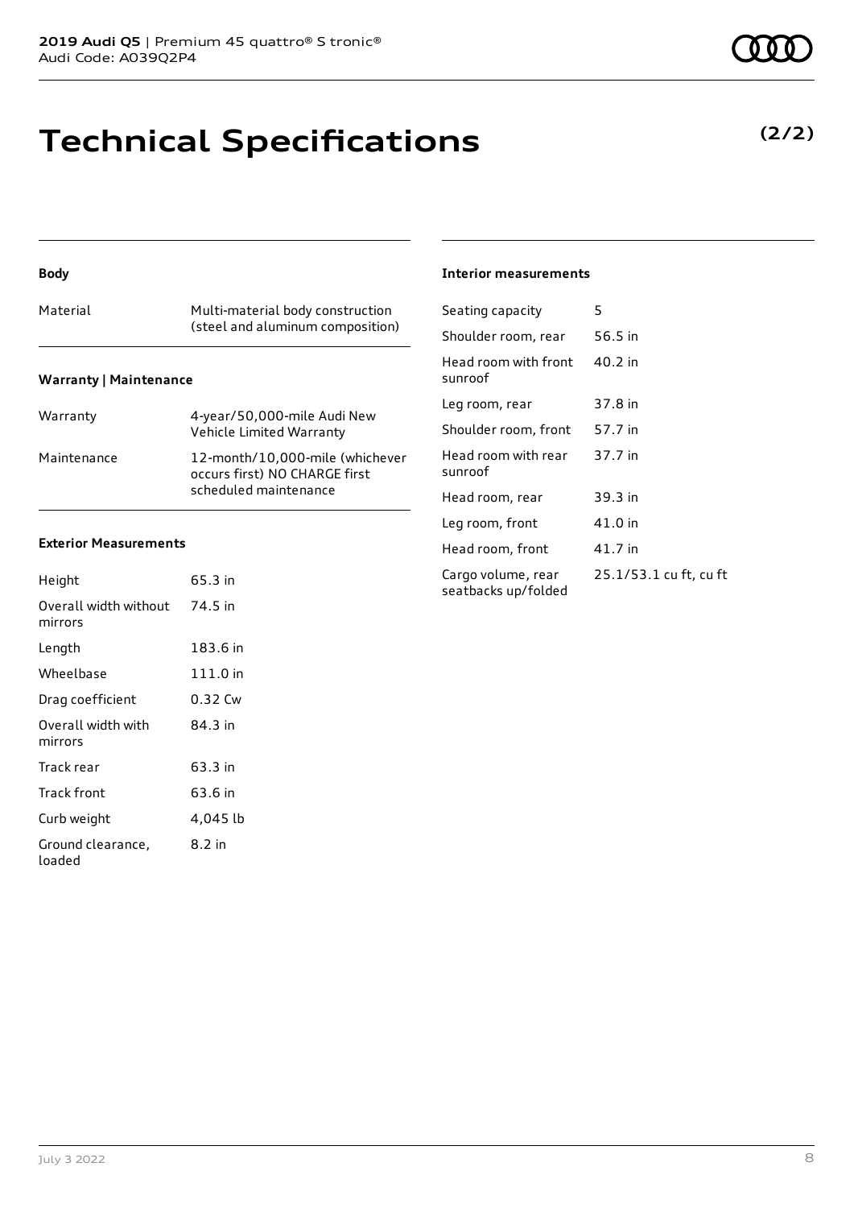# Technical Specifications

**(2/2)**

### Body

| Material | Multi-material body construction (steel and aluminum composition) |
| --- | --- |

### Warranty | Maintenance

| Warranty | 4-year/50,000-mile Audi New Vehicle Limited Warranty |
| --- | --- |
| Maintenance | 12-month/10,000-mile (whichever occurs first) NO CHARGE first scheduled maintenance |

### Exterior Measurements

| Height | 65.3 in |
| --- | --- |
| Overall width without mirrors | 74.5 in |
| Length | 183.6 in |
| Wheelbase | 111.0 in |
| Drag coefficient | 0.32 Cw |
| Overall width with mirrors | 84.3 in |
| Track rear | 63.3 in |
| Track front | 63.6 in |
| Curb weight | 4,045 lb |
| Ground clearance, loaded | 8.2 in |

### Interior measurements

| Seating capacity | 5 |
| --- | --- |
| Shoulder room, rear | 56.5 in |
| Head room with front sunroof | 40.2 in |
| Leg room, rear | 37.8 in |
| Shoulder room, front | 57.7 in |
| Head room with rear sunroof | 37.7 in |
| Head room, rear | 39.3 in |
| Leg room, front | 41.0 in |
| Head room, front | 41.7 in |
| Cargo volume, rear seatbacks up/folded | 25.1/53.1 cu ft, cu ft |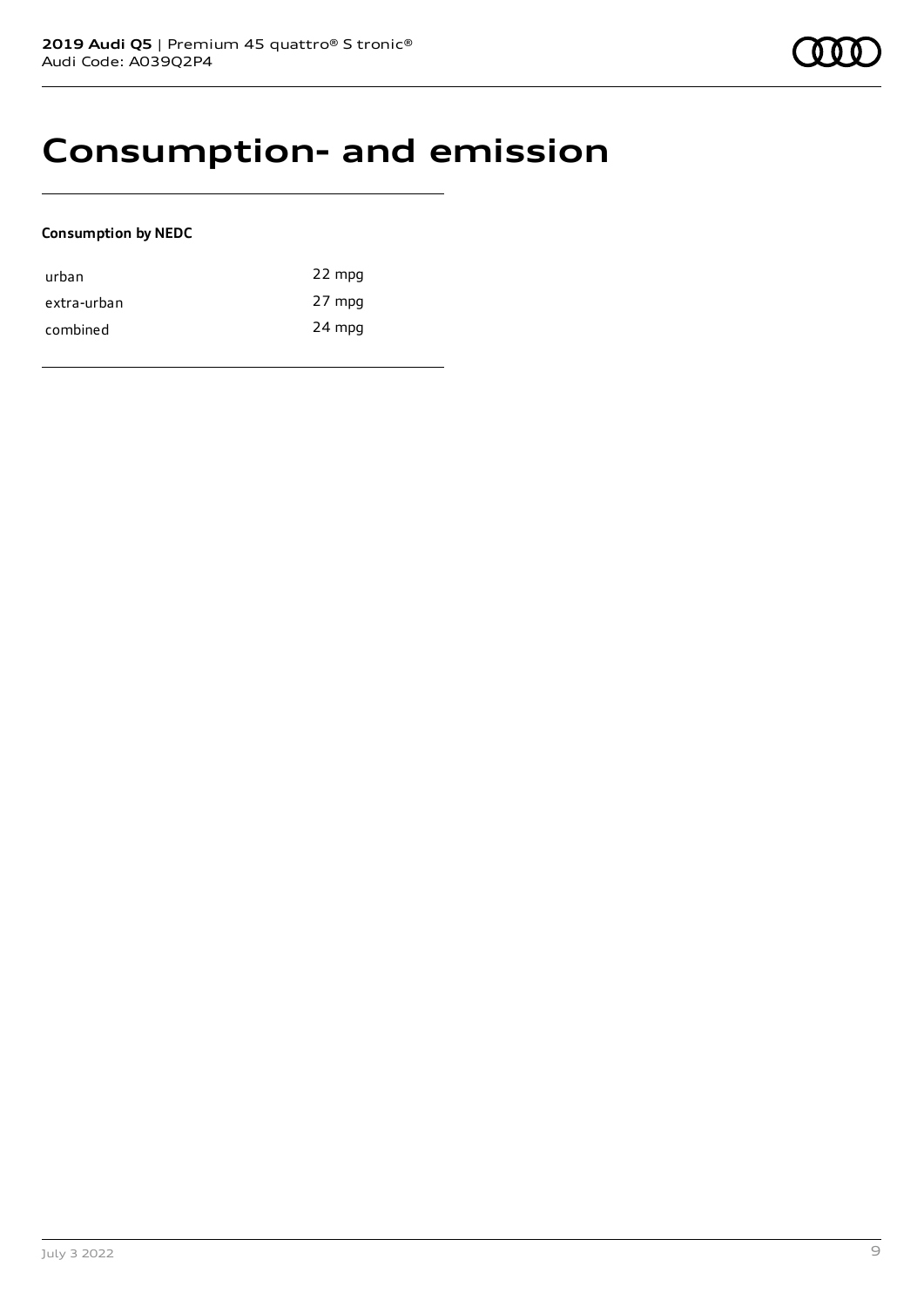# Consumption- and emission

**Consumption by NEDC**

| | |
|---|---|
| urban | 22 mpg |
| extra-urban | 27 mpg |
| combined | 24 mpg |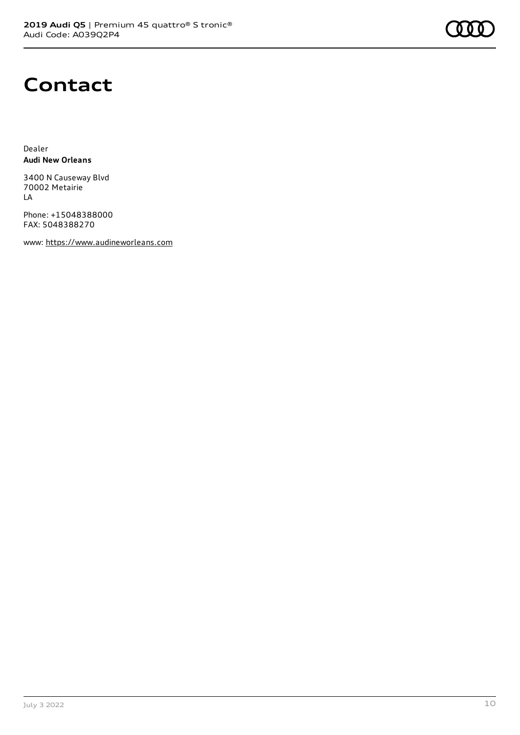# Contact

Dealer
**Audi New Orleans**

3400 N Causeway Blvd
70002 Metairie
LA

Phone: +15048388000
FAX: 5048388270

www: https://www.audineworleans.com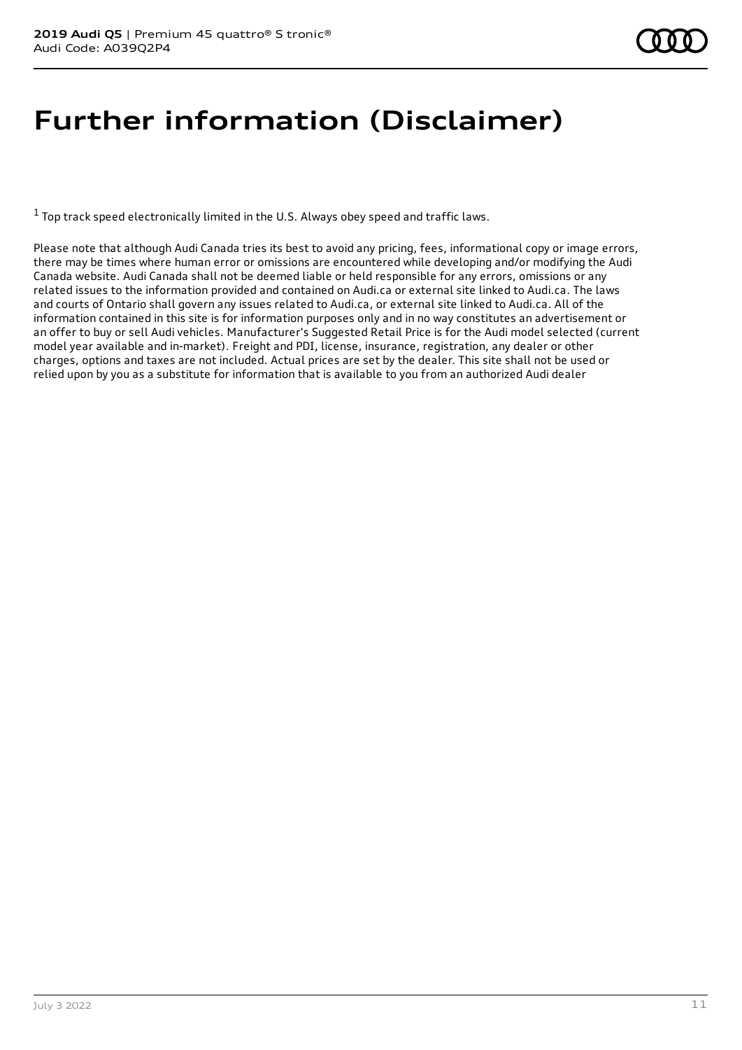# Further information (Disclaimer)

[1] Top track speed electronically limited in the U.S. Always obey speed and traffic laws.

Please note that although Audi Canada tries its best to avoid any pricing, fees, informational copy or image errors, there may be times where human error or omissions are encountered while developing and/or modifying the Audi Canada website. Audi Canada shall not be deemed liable or held responsible for any errors, omissions or any related issues to the information provided and contained on Audi.ca or external site linked to Audi.ca. The laws and courts of Ontario shall govern any issues related to Audi.ca, or external site linked to Audi.ca. All of the information contained in this site is for information purposes only and in no way constitutes an advertisement or an offer to buy or sell Audi vehicles. Manufacturer's Suggested Retail Price is for the Audi model selected (current model year available and in-market). Freight and PDI, license, insurance, registration, any dealer or other charges, options and taxes are not included. Actual prices are set by the dealer. This site shall not be used or relied upon by you as a substitute for information that is available to you from an authorized Audi dealer